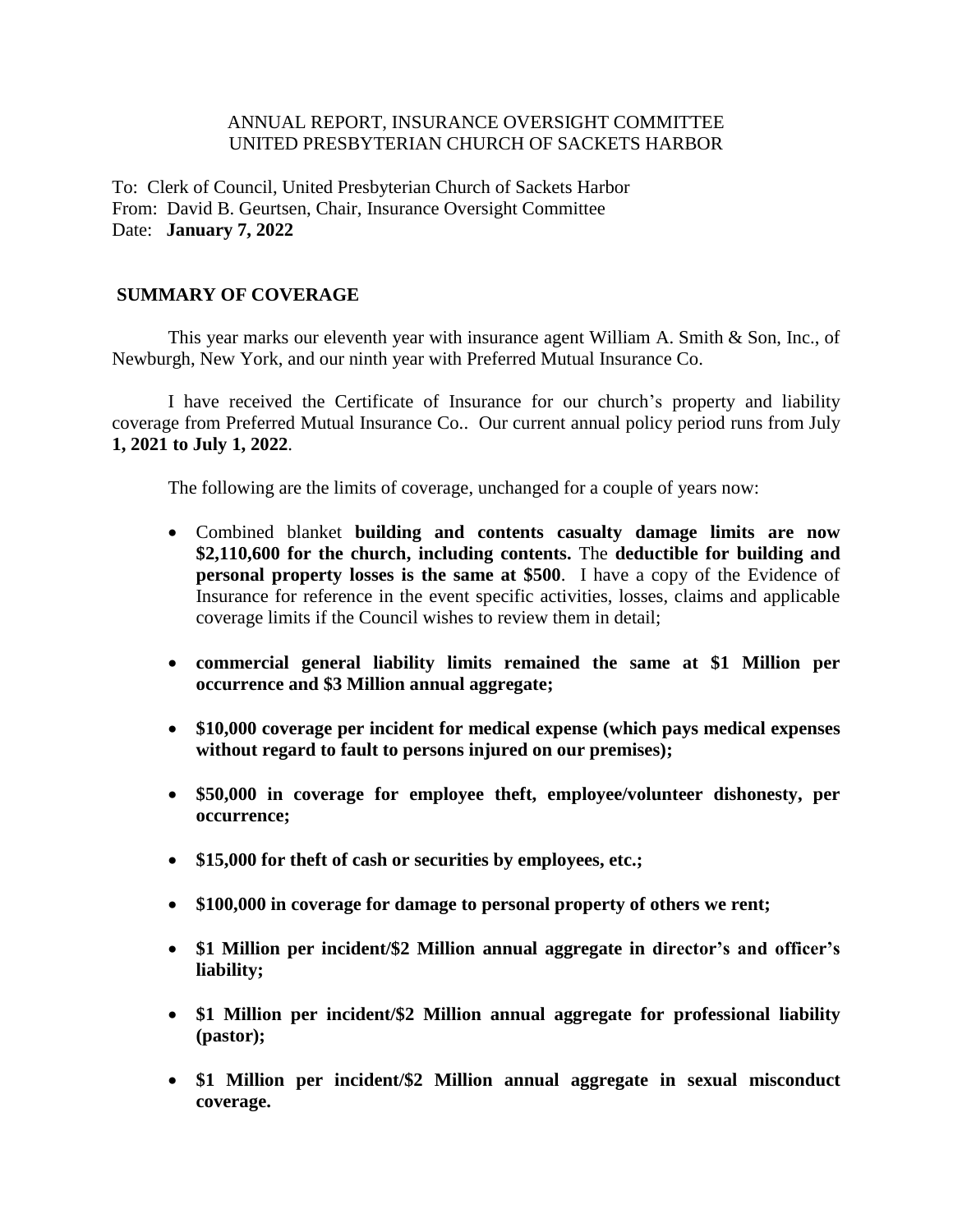ANNUAL REPORT, INSURANCE OVERSIGHT COMMITTEE
UNITED PRESBYTERIAN CHURCH OF SACKETS HARBOR

To: Clerk of Council, United Presbyterian Church of Sackets Harbor
From: David B. Geurtsen, Chair, Insurance Oversight Committee
Date: **January 7, 2022**

## SUMMARY OF COVERAGE

This year marks our eleventh year with insurance agent William A. Smith & Son, Inc., of Newburgh, New York, and our ninth year with Preferred Mutual Insurance Co.

I have received the Certificate of Insurance for our church's property and liability coverage from Preferred Mutual Insurance Co.. Our current annual policy period runs from July **1, 2021 to July 1, 2022**.

The following are the limits of coverage, unchanged for a couple of years now:

- Combined blanket **building and contents casualty damage limits are now $2,110,600 for the church, including contents.** The **deductible for building and personal property losses is the same at $500**. I have a copy of the Evidence of Insurance for reference in the event specific activities, losses, claims and applicable coverage limits if the Council wishes to review them in detail;

- **commercial general liability limits remained the same at $1 Million per occurrence and $3 Million annual aggregate;**

- **$10,000 coverage per incident for medical expense (which pays medical expenses without regard to fault to persons injured on our premises);**

- **$50,000 in coverage for employee theft, employee/volunteer dishonesty, per occurrence;**

- **$15,000 for theft of cash or securities by employees, etc.;**

- **$100,000 in coverage for damage to personal property of others we rent;**

- **$1 Million per incident/$2 Million annual aggregate in director's and officer's liability;**

- **$1 Million per incident/$2 Million annual aggregate for professional liability (pastor);**

- **$1 Million per incident/$2 Million annual aggregate in sexual misconduct coverage.**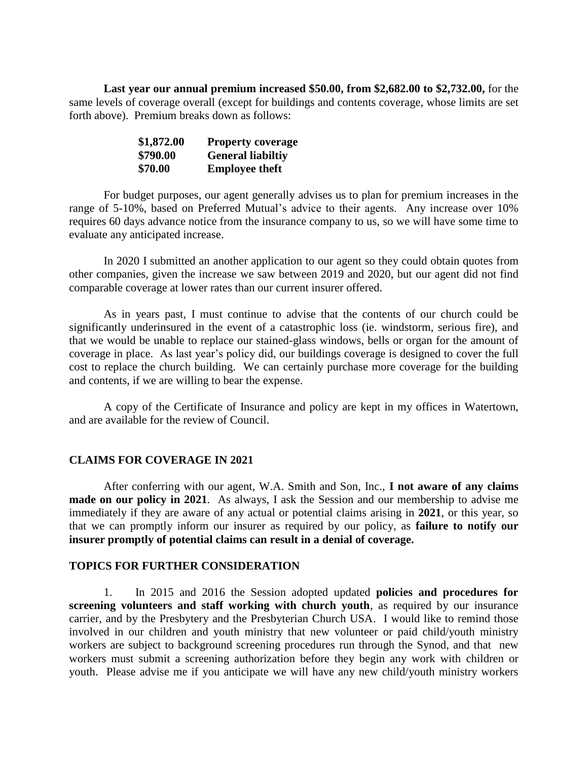**Last year our annual premium increased \$50.00, from \$2,682.00 to \$2,732.00,** for the same levels of coverage overall (except for buildings and contents coverage, whose limits are set forth above). Premium breaks down as follows:

| | |
|---|---|
| **\$1,872.00** | **Property coverage** |
| **\$790.00** | **General liabiltiy** |
| **\$70.00** | **Employee theft** |

For budget purposes, our agent generally advises us to plan for premium increases in the range of 5-10%, based on Preferred Mutual's advice to their agents. Any increase over 10% requires 60 days advance notice from the insurance company to us, so we will have some time to evaluate any anticipated increase.

In 2020 I submitted an another application to our agent so they could obtain quotes from other companies, given the increase we saw between 2019 and 2020, but our agent did not find comparable coverage at lower rates than our current insurer offered.

As in years past, I must continue to advise that the contents of our church could be significantly underinsured in the event of a catastrophic loss (ie. windstorm, serious fire), and that we would be unable to replace our stained-glass windows, bells or organ for the amount of coverage in place. As last year's policy did, our buildings coverage is designed to cover the full cost to replace the church building. We can certainly purchase more coverage for the building and contents, if we are willing to bear the expense.

A copy of the Certificate of Insurance and policy are kept in my offices in Watertown, and are available for the review of Council.

## CLAIMS FOR COVERAGE IN 2021

After conferring with our agent, W.A. Smith and Son, Inc., **I not aware of any claims made on our policy in 2021**. As always, I ask the Session and our membership to advise me immediately if they are aware of any actual or potential claims arising in **2021**, or this year, so that we can promptly inform our insurer as required by our policy, as **failure to notify our insurer promptly of potential claims can result in a denial of coverage.**

## TOPICS FOR FURTHER CONSIDERATION

1. In 2015 and 2016 the Session adopted updated **policies and procedures for screening volunteers and staff working with church youth**, as required by our insurance carrier, and by the Presbytery and the Presbyterian Church USA. I would like to remind those involved in our children and youth ministry that new volunteer or paid child/youth ministry workers are subject to background screening procedures run through the Synod, and that new workers must submit a screening authorization before they begin any work with children or youth. Please advise me if you anticipate we will have any new child/youth ministry workers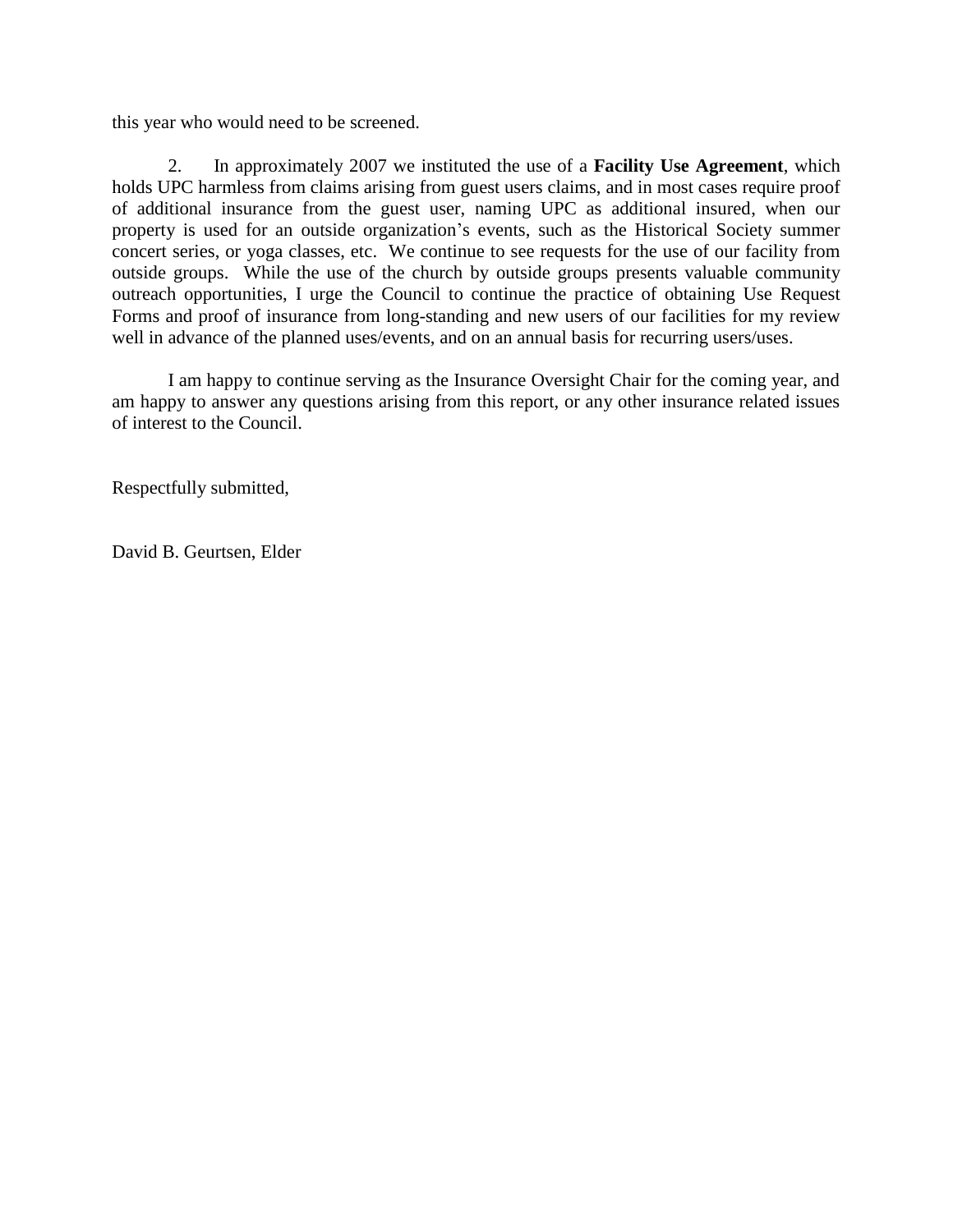this year who would need to be screened.

2. In approximately 2007 we instituted the use of a **Facility Use Agreement**, which holds UPC harmless from claims arising from guest users claims, and in most cases require proof of additional insurance from the guest user, naming UPC as additional insured, when our property is used for an outside organization's events, such as the Historical Society summer concert series, or yoga classes, etc. We continue to see requests for the use of our facility from outside groups. While the use of the church by outside groups presents valuable community outreach opportunities, I urge the Council to continue the practice of obtaining Use Request Forms and proof of insurance from long-standing and new users of our facilities for my review well in advance of the planned uses/events, and on an annual basis for recurring users/uses.

I am happy to continue serving as the Insurance Oversight Chair for the coming year, and am happy to answer any questions arising from this report, or any other insurance related issues of interest to the Council.

Respectfully submitted,

David B. Geurtsen, Elder